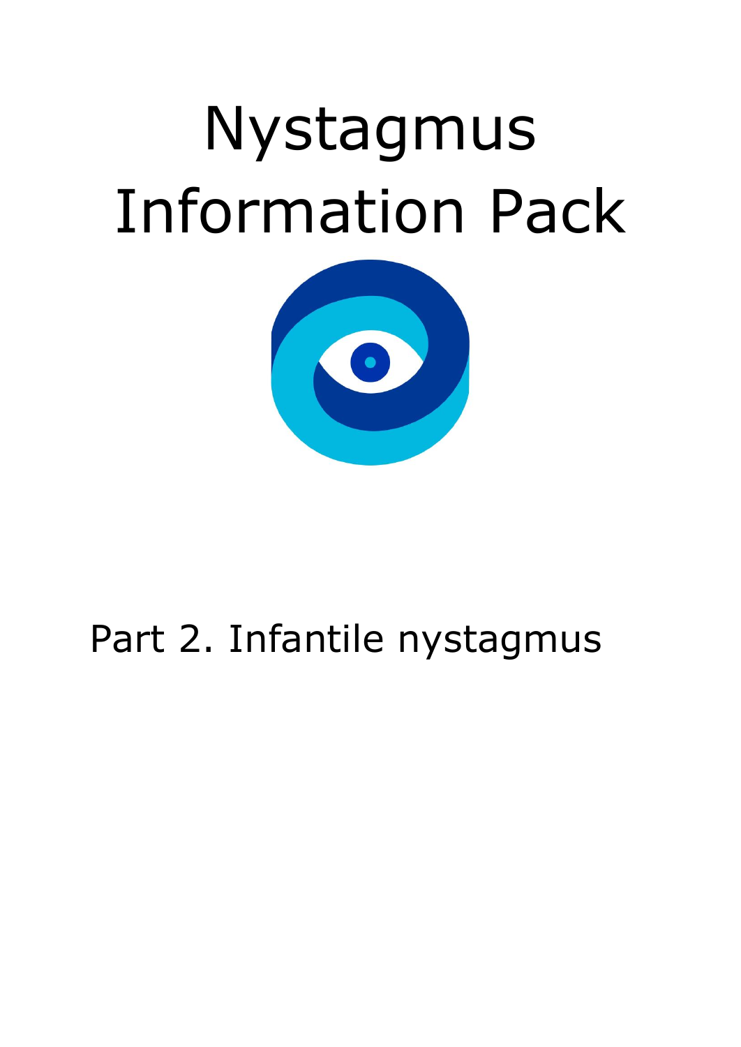# Nystagmus Information Pack

## Part 2. Infantile nystagmus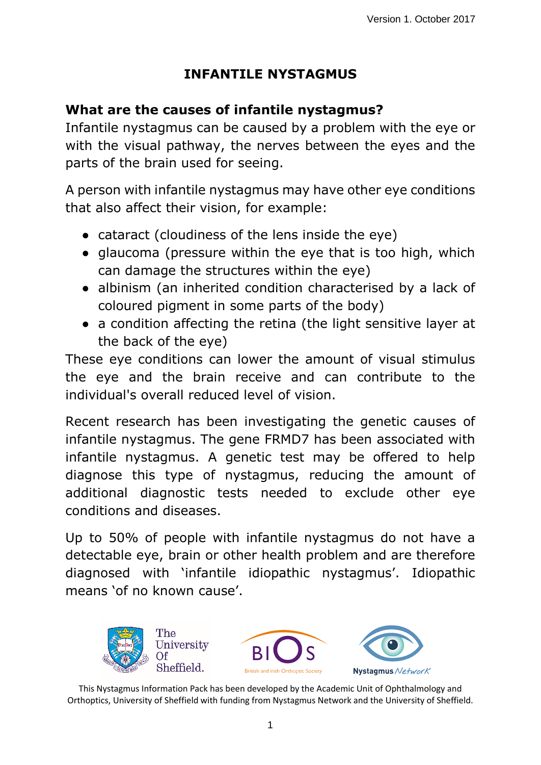# INFANTILE NYSTAGMUS

## What are the causes of infantile nystagmus?

Infantile nystagmus can be caused by a problem with the eye or with the visual pathway, the nerves between the eyes and the parts of the brain used for seeing.

A person with infantile nystagmus may have other eye conditions that also affect their vision, for example:

- cataract (cloudiness of the lens inside the eye)
- glaucoma (pressure within the eye that is too high, which can damage the structures within the eye)
- albinism (an inherited condition characterised by a lack of coloured pigment in some parts of the body)
- a condition affecting the retina (the light sensitive layer at the back of the eye)

These eye conditions can lower the amount of visual stimulus the eye and the brain receive and can contribute to the individual's overall reduced level of vision.

Recent research has been investigating the genetic causes of infantile nystagmus. The gene FRMD7 has been associated with infantile nystagmus. A genetic test may be offered to help diagnose this type of nystagmus, reducing the amount of additional diagnostic tests needed to exclude other eye conditions and diseases.

Up to 50% of people with infantile nystagmus do not have a detectable eye, brain or other health problem and are therefore diagnosed with 'infantile idiopathic nystagmus'. Idiopathic means 'of no known cause'.

This Nystagmus Information Pack has been developed by the Academic Unit of Ophthalmology and Orthoptics, University of Sheffield with funding from Nystagmus Network and the University of Sheffield.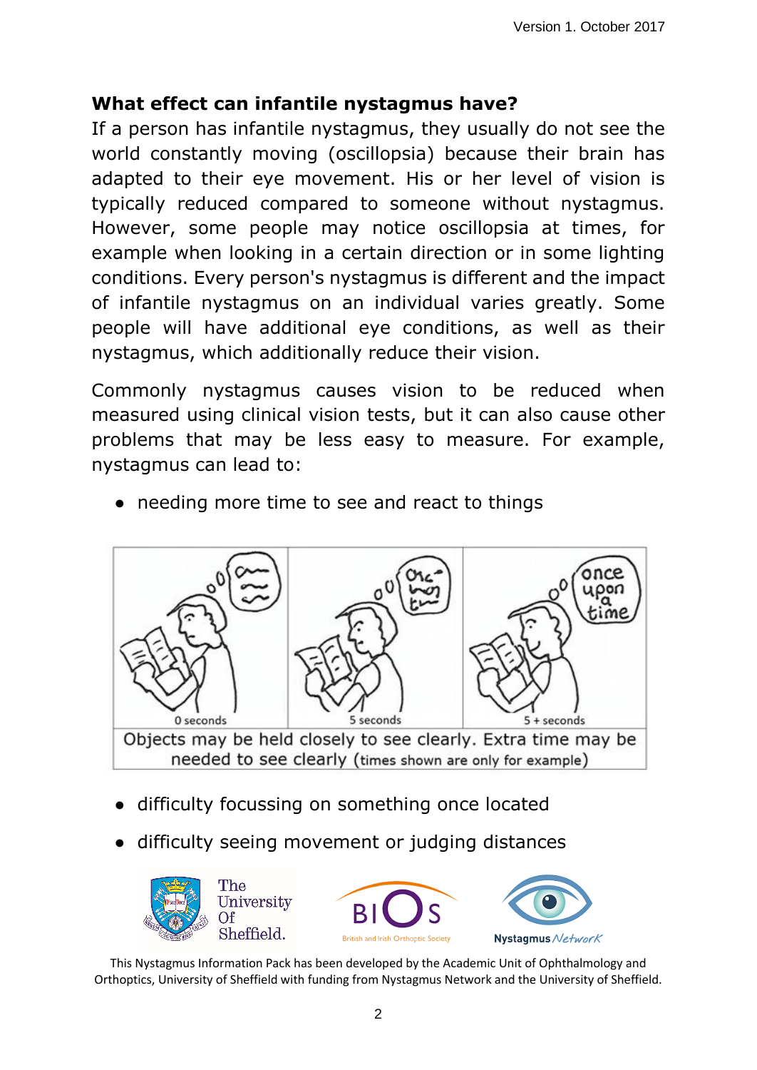## What effect can infantile nystagmus have?

If a person has infantile nystagmus, they usually do not see the world constantly moving (oscillopsia) because their brain has adapted to their eye movement. His or her level of vision is typically reduced compared to someone without nystagmus. However, some people may notice oscillopsia at times, for example when looking in a certain direction or in some lighting conditions. Every person's nystagmus is different and the impact of infantile nystagmus on an individual varies greatly. Some people will have additional eye conditions, as well as their nystagmus, which additionally reduce their vision.

Commonly nystagmus causes vision to be reduced when measured using clinical vision tests, but it can also cause other problems that may be less easy to measure. For example, nystagmus can lead to:

- needing more time to see and react to things

Objects may be held closely to see clearly. Extra time may be needed to see clearly (times shown are only for example)

- difficulty focussing on something once located
- difficulty seeing movement or judging distances

This Nystagmus Information Pack has been developed by the Academic Unit of Ophthalmology and Orthoptics, University of Sheffield with funding from Nystagmus Network and the University of Sheffield.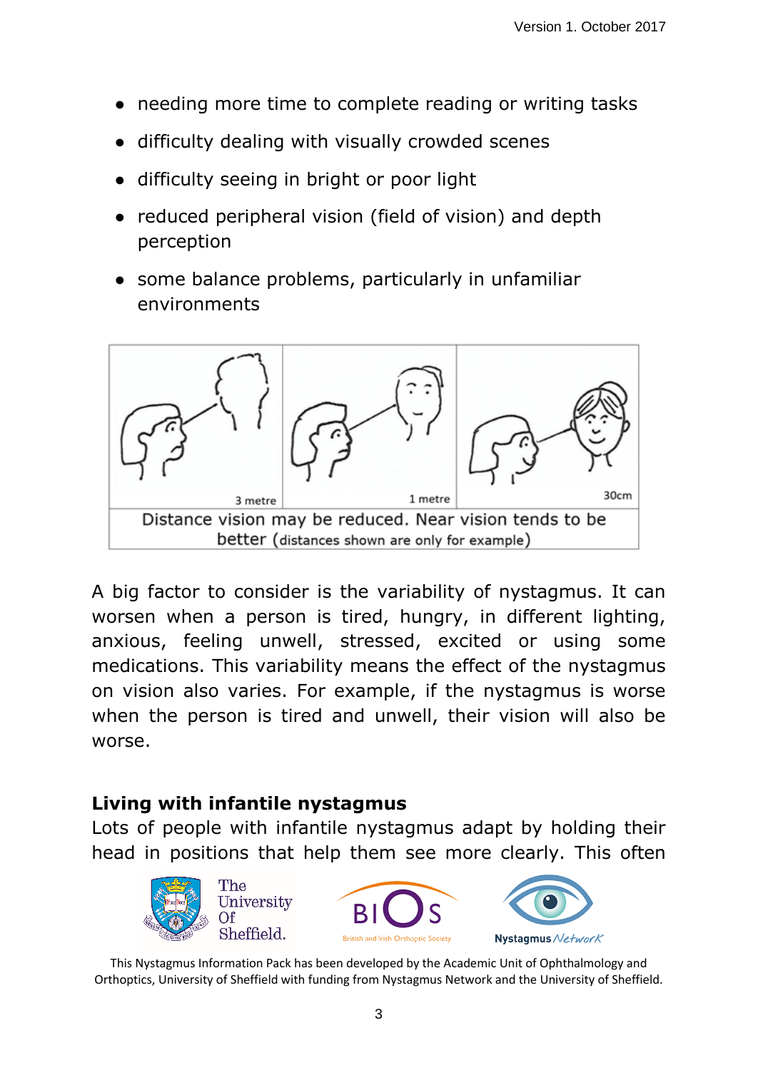- needing more time to complete reading or writing tasks
- difficulty dealing with visually crowded scenes
- difficulty seeing in bright or poor light
- reduced peripheral vision (field of vision) and depth perception
- some balance problems, particularly in unfamiliar environments

3 metre | 1 metre | 30cm

Distance vision may be reduced. Near vision tends to be better (distances shown are only for example)

A big factor to consider is the variability of nystagmus. It can worsen when a person is tired, hungry, in different lighting, anxious, feeling unwell, stressed, excited or using some medications. This variability means the effect of the nystagmus on vision also varies. For example, if the nystagmus is worse when the person is tired and unwell, their vision will also be worse.

## Living with infantile nystagmus

Lots of people with infantile nystagmus adapt by holding their head in positions that help them see more clearly. This often

This Nystagmus Information Pack has been developed by the Academic Unit of Ophthalmology and Orthoptics, University of Sheffield with funding from Nystagmus Network and the University of Sheffield.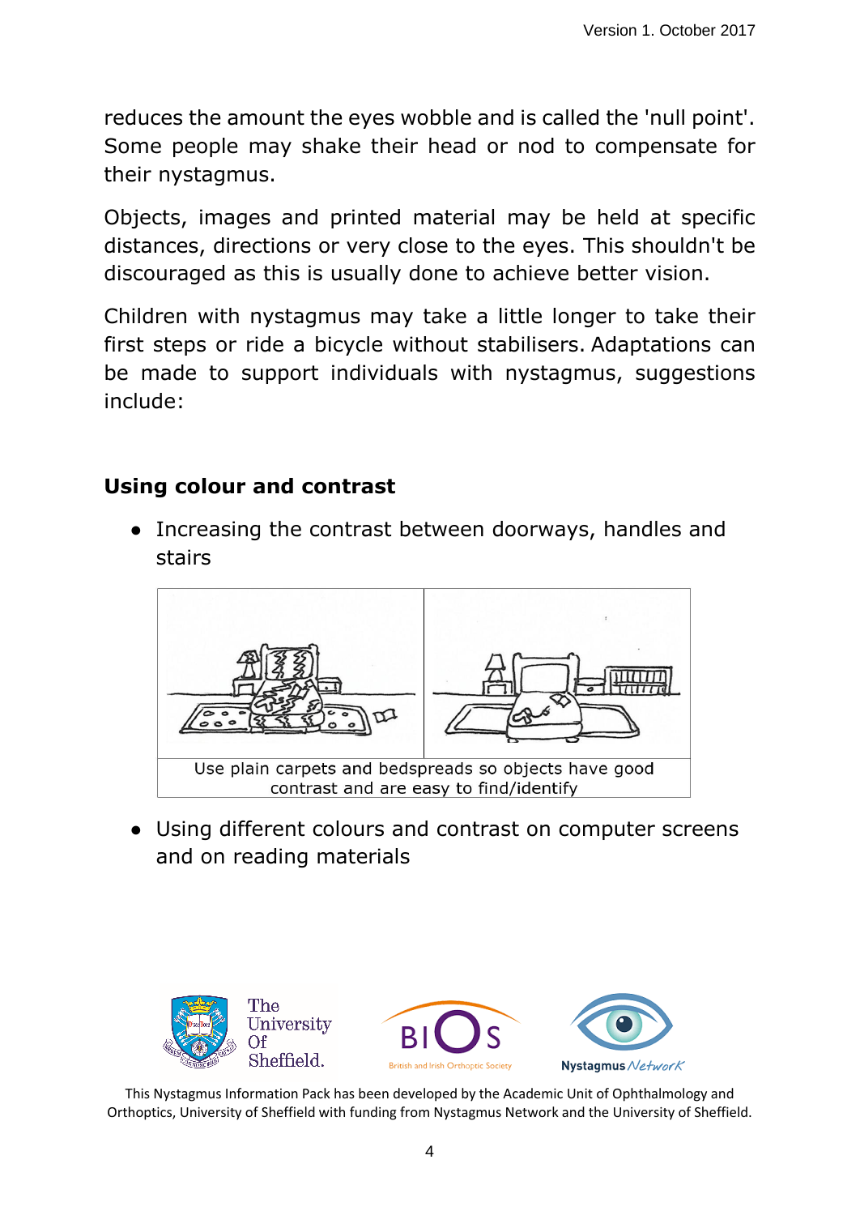reduces the amount the eyes wobble and is called the 'null point'. Some people may shake their head or nod to compensate for their nystagmus.

Objects, images and printed material may be held at specific distances, directions or very close to the eyes. This shouldn't be discouraged as this is usually done to achieve better vision.

Children with nystagmus may take a little longer to take their first steps or ride a bicycle without stabilisers. Adaptations can be made to support individuals with nystagmus, suggestions include:

## Using colour and contrast

- Increasing the contrast between doorways, handles and stairs

Use plain carpets and bedspreads so objects have good contrast and are easy to find/identify

- Using different colours and contrast on computer screens and on reading materials

This Nystagmus Information Pack has been developed by the Academic Unit of Ophthalmology and Orthoptics, University of Sheffield with funding from Nystagmus Network and the University of Sheffield.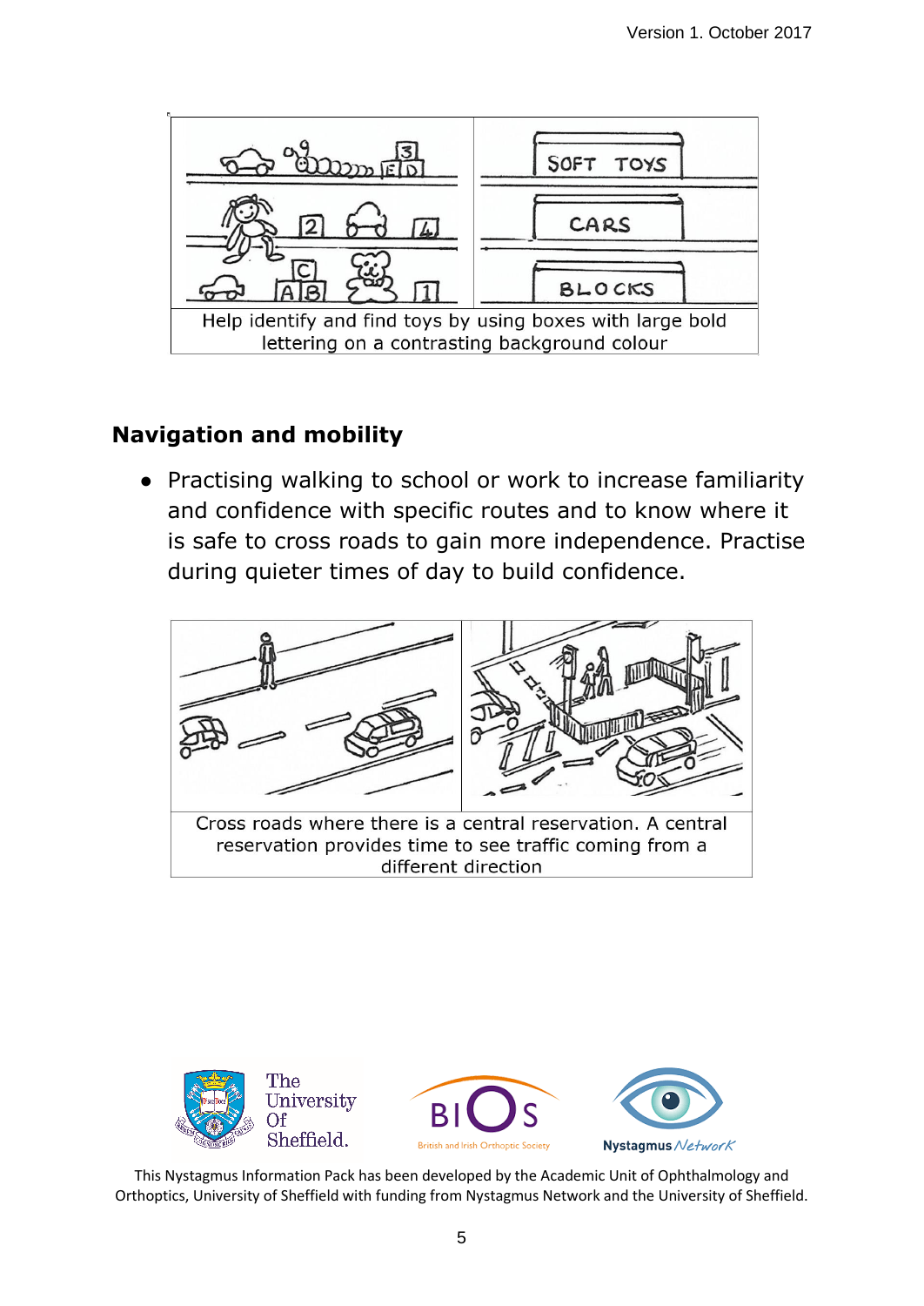Help identify and find toys by using boxes with large bold lettering on a contrasting background colour

## Navigation and mobility

- Practising walking to school or work to increase familiarity and confidence with specific routes and to know where it is safe to cross roads to gain more independence. Practise during quieter times of day to build confidence.

Cross roads where there is a central reservation. A central reservation provides time to see traffic coming from a different direction

This Nystagmus Information Pack has been developed by the Academic Unit of Ophthalmology and Orthoptics, University of Sheffield with funding from Nystagmus Network and the University of Sheffield.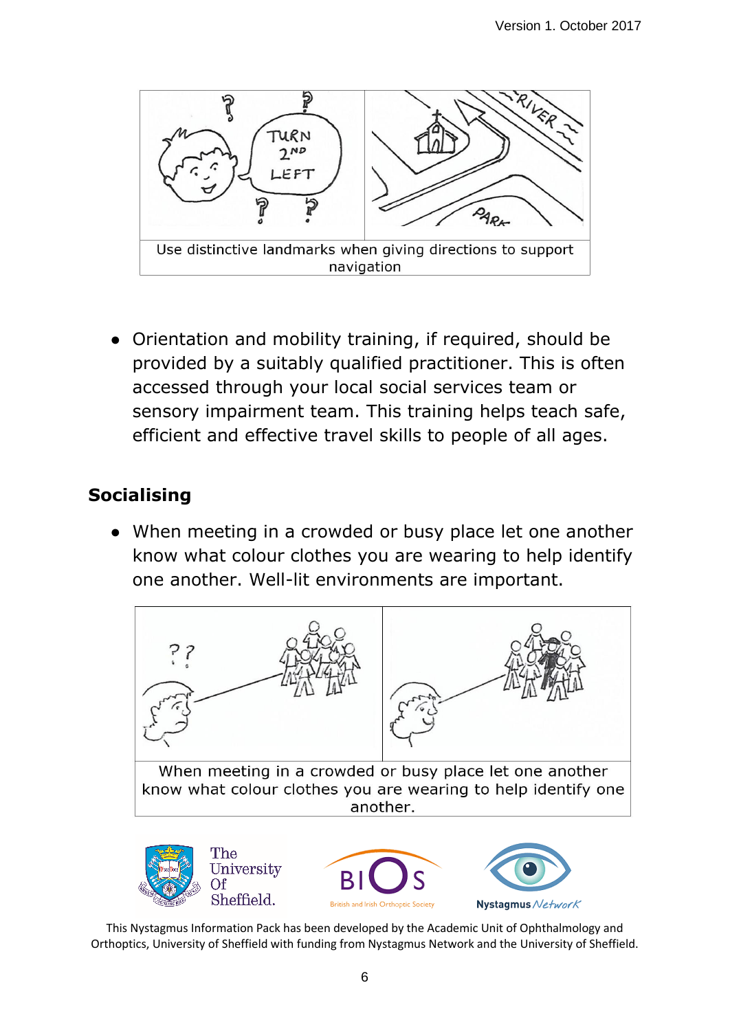Use distinctive landmarks when giving directions to support navigation

- Orientation and mobility training, if required, should be provided by a suitably qualified practitioner. This is often accessed through your local social services team or sensory impairment team. This training helps teach safe, efficient and effective travel skills to people of all ages.

## Socialising

- When meeting in a crowded or busy place let one another know what colour clothes you are wearing to help identify one another. Well-lit environments are important.

When meeting in a crowded or busy place let one another know what colour clothes you are wearing to help identify one another.

This Nystagmus Information Pack has been developed by the Academic Unit of Ophthalmology and Orthoptics, University of Sheffield with funding from Nystagmus Network and the University of Sheffield.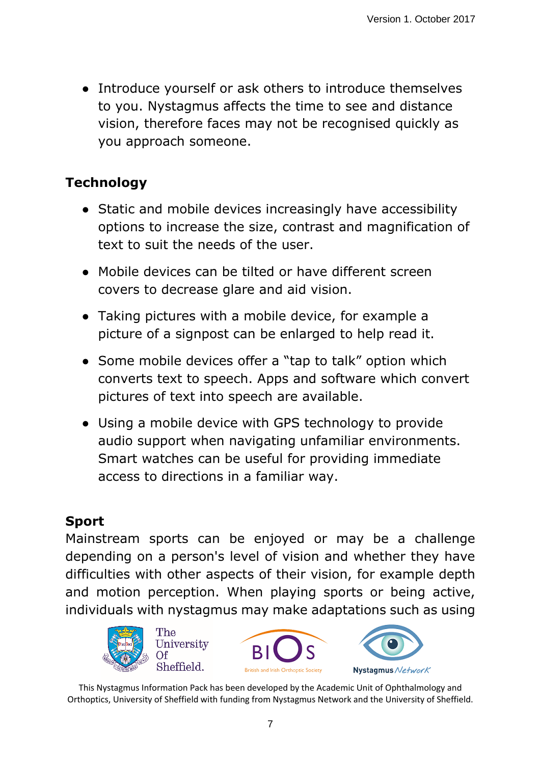- Introduce yourself or ask others to introduce themselves to you. Nystagmus affects the time to see and distance vision, therefore faces may not be recognised quickly as you approach someone.

## Technology

- Static and mobile devices increasingly have accessibility options to increase the size, contrast and magnification of text to suit the needs of the user.
- Mobile devices can be tilted or have different screen covers to decrease glare and aid vision.
- Taking pictures with a mobile device, for example a picture of a signpost can be enlarged to help read it.
- Some mobile devices offer a "tap to talk" option which converts text to speech. Apps and software which convert pictures of text into speech are available.
- Using a mobile device with GPS technology to provide audio support when navigating unfamiliar environments. Smart watches can be useful for providing immediate access to directions in a familiar way.

## Sport

Mainstream sports can be enjoyed or may be a challenge depending on a person's level of vision and whether they have difficulties with other aspects of their vision, for example depth and motion perception. When playing sports or being active, individuals with nystagmus may make adaptations such as using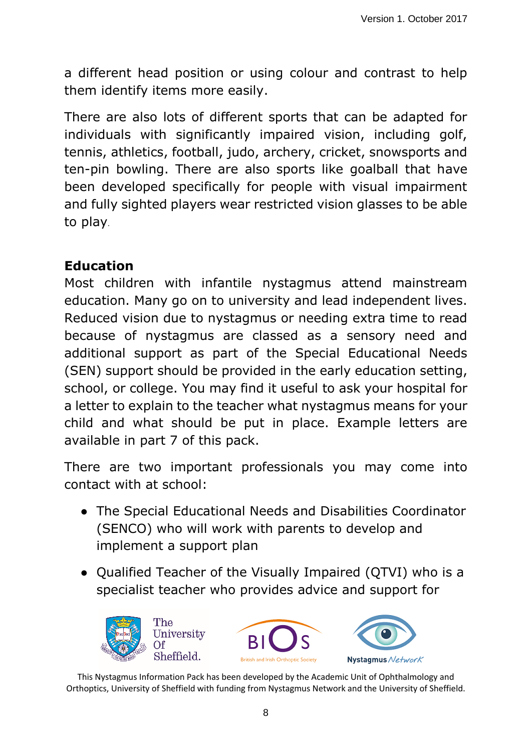a different head position or using colour and contrast to help them identify items more easily.

There are also lots of different sports that can be adapted for individuals with significantly impaired vision, including golf, tennis, athletics, football, judo, archery, cricket, snowsports and ten-pin bowling. There are also sports like goalball that have been developed specifically for people with visual impairment and fully sighted players wear restricted vision glasses to be able to play.

**Education**

Most children with infantile nystagmus attend mainstream education. Many go on to university and lead independent lives. Reduced vision due to nystagmus or needing extra time to read because of nystagmus are classed as a sensory need and additional support as part of the Special Educational Needs (SEN) support should be provided in the early education setting, school, or college. You may find it useful to ask your hospital for a letter to explain to the teacher what nystagmus means for your child and what should be put in place. Example letters are available in part 7 of this pack.

There are two important professionals you may come into contact with at school:

- The Special Educational Needs and Disabilities Coordinator (SENCO) who will work with parents to develop and implement a support plan
- Qualified Teacher of the Visually Impaired (QTVI) who is a specialist teacher who provides advice and support for

This Nystagmus Information Pack has been developed by the Academic Unit of Ophthalmology and Orthoptics, University of Sheffield with funding from Nystagmus Network and the University of Sheffield.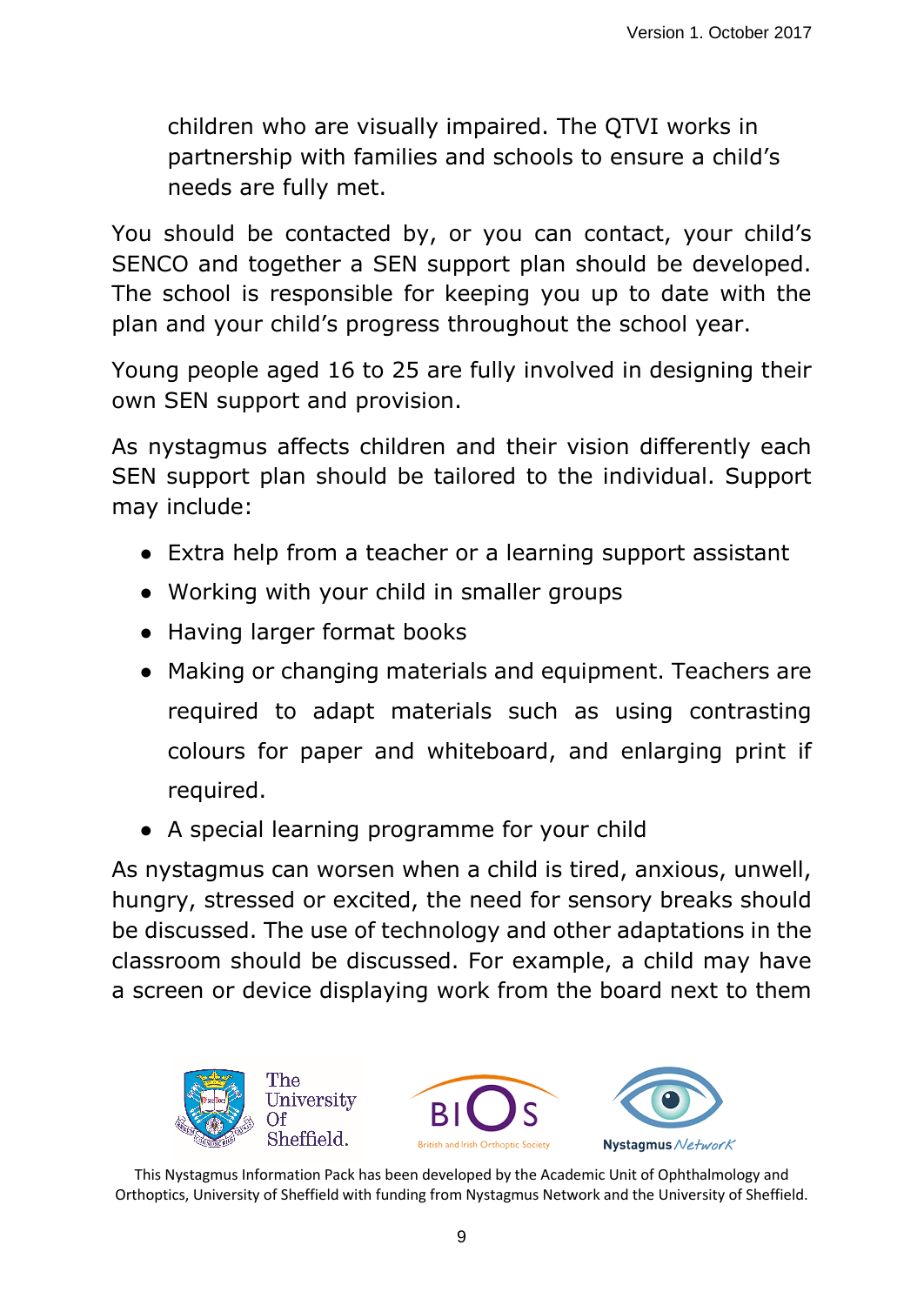children who are visually impaired. The QTVI works in partnership with families and schools to ensure a child's needs are fully met.

You should be contacted by, or you can contact, your child's SENCO and together a SEN support plan should be developed. The school is responsible for keeping you up to date with the plan and your child's progress throughout the school year.

Young people aged 16 to 25 are fully involved in designing their own SEN support and provision.

As nystagmus affects children and their vision differently each SEN support plan should be tailored to the individual. Support may include:

- Extra help from a teacher or a learning support assistant
- Working with your child in smaller groups
- Having larger format books
- Making or changing materials and equipment. Teachers are required to adapt materials such as using contrasting colours for paper and whiteboard, and enlarging print if required.
- A special learning programme for your child

As nystagmus can worsen when a child is tired, anxious, unwell, hungry, stressed or excited, the need for sensory breaks should be discussed. The use of technology and other adaptations in the classroom should be discussed. For example, a child may have a screen or device displaying work from the board next to them

This Nystagmus Information Pack has been developed by the Academic Unit of Ophthalmology and Orthoptics, University of Sheffield with funding from Nystagmus Network and the University of Sheffield.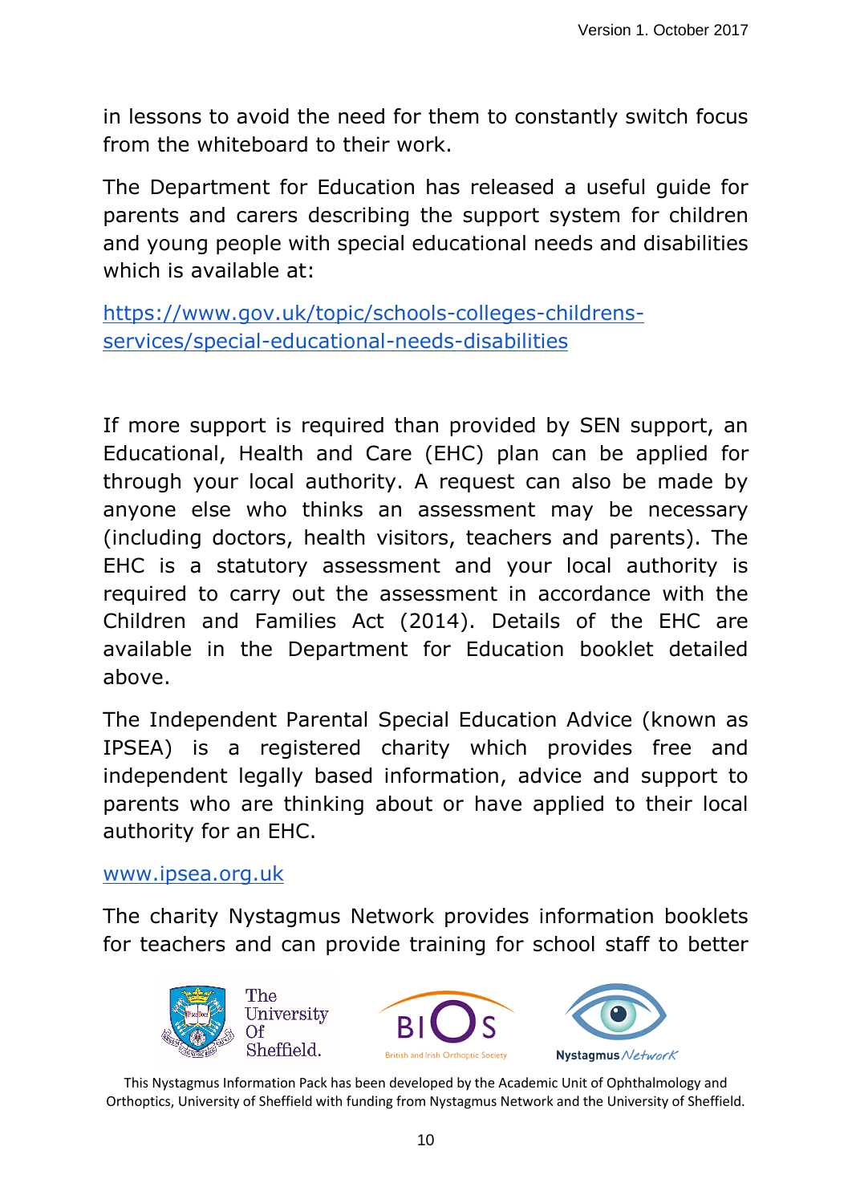in lessons to avoid the need for them to constantly switch focus from the whiteboard to their work.

The Department for Education has released a useful guide for parents and carers describing the support system for children and young people with special educational needs and disabilities which is available at:

[https://www.gov.uk/topic/schools-colleges-childrens-services/special-educational-needs-disabilities](https://www.gov.uk/topic/schools-colleges-childrens-services/special-educational-needs-disabilities)

If more support is required than provided by SEN support, an Educational, Health and Care (EHC) plan can be applied for through your local authority. A request can also be made by anyone else who thinks an assessment may be necessary (including doctors, health visitors, teachers and parents). The EHC is a statutory assessment and your local authority is required to carry out the assessment in accordance with the Children and Families Act (2014). Details of the EHC are available in the Department for Education booklet detailed above.

The Independent Parental Special Education Advice (known as IPSEA) is a registered charity which provides free and independent legally based information, advice and support to parents who are thinking about or have applied to their local authority for an EHC.

[www.ipsea.org.uk](http://www.ipsea.org.uk)

The charity Nystagmus Network provides information booklets for teachers and can provide training for school staff to better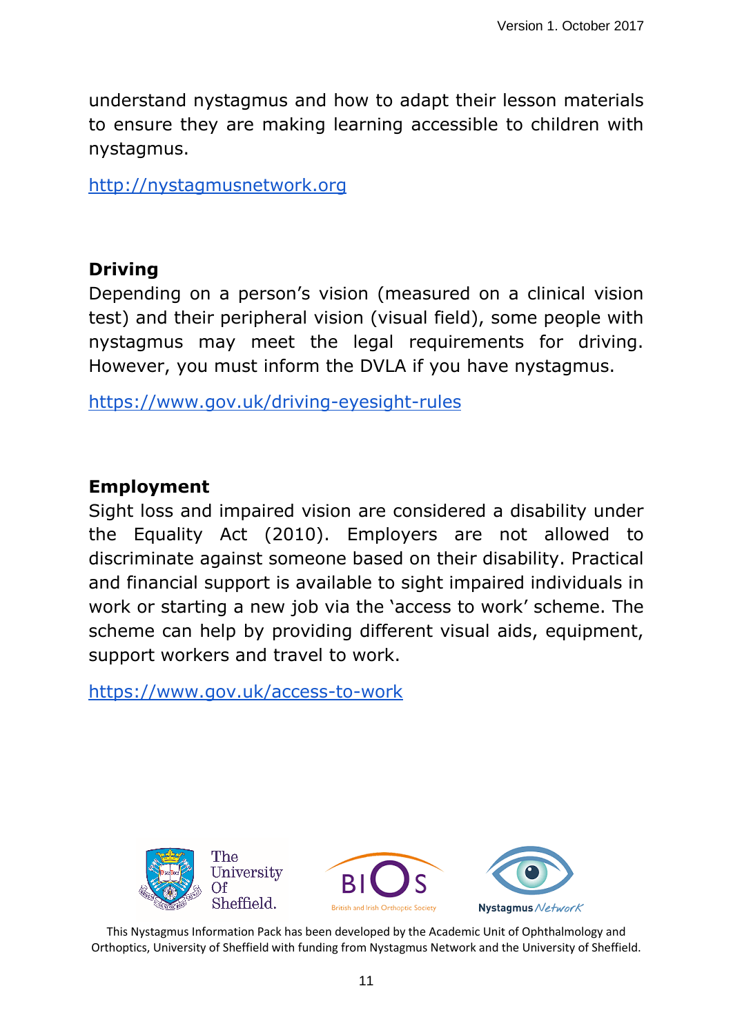understand nystagmus and how to adapt their lesson materials to ensure they are making learning accessible to children with nystagmus.

http://nystagmusnetwork.org

## Driving

Depending on a person's vision (measured on a clinical vision test) and their peripheral vision (visual field), some people with nystagmus may meet the legal requirements for driving. However, you must inform the DVLA if you have nystagmus.

https://www.gov.uk/driving-eyesight-rules

## Employment

Sight loss and impaired vision are considered a disability under the Equality Act (2010). Employers are not allowed to discriminate against someone based on their disability. Practical and financial support is available to sight impaired individuals in work or starting a new job via the 'access to work' scheme. The scheme can help by providing different visual aids, equipment, support workers and travel to work.

https://www.gov.uk/access-to-work

This Nystagmus Information Pack has been developed by the Academic Unit of Ophthalmology and Orthoptics, University of Sheffield with funding from Nystagmus Network and the University of Sheffield.